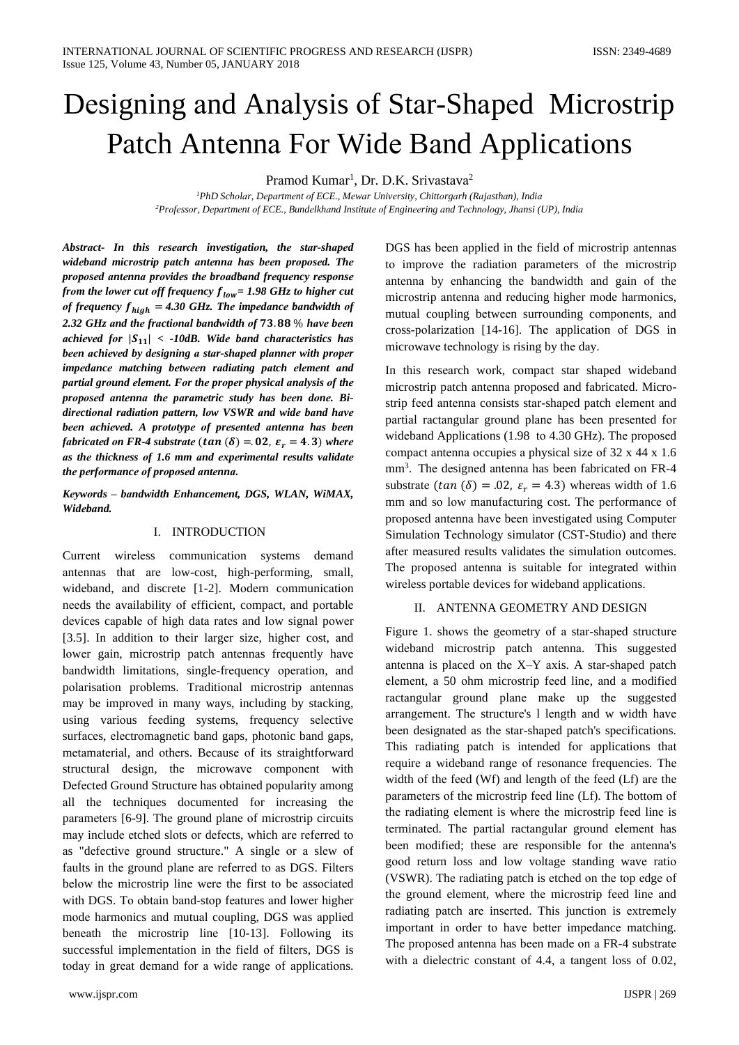# Designing and Analysis of Star-Shaped Microstrip Patch Antenna For Wide Band Applications

Pramod Kumar[1], Dr. D.K. Srivastava[2]

[1]*PhD Scholar, Department of ECE., Mewar University, Chittorgarh (Rajasthan), India*
[2]*Professor, Department of ECE., Bundelkhand Institute of Engineering and Technology, Jhansi (UP), India*

***Abstract- In this research investigation, the star-shaped wideband microstrip patch antenna has been proposed. The proposed antenna provides the broadband frequency response from the lower cut off frequency $f_{low}$= 1.98 GHz to higher cut of frequency $f_{high}$ = 4.30 GHz. The impedance bandwidth of 2.32 GHz and the fractional bandwidth of $73.88$ % have been achieved for $|S_{11}|$ < -10dB. Wide band characteristics has been achieved by designing a star-shaped planner with proper impedance matching between radiating patch element and partial ground element. For the proper physical analysis of the proposed antenna the parametric study has been done. Bi-directional radiation pattern, low VSWR and wide band have been achieved. A prototype of presented antenna has been fabricated on FR-4 substrate ($tan\ (\delta) = .02,\ \varepsilon_r = 4.3$) where as the thickness of 1.6 mm and experimental results validate the performance of proposed antenna.***

***Keywords – bandwidth Enhancement, DGS, WLAN, WiMAX, Wideband.***

## I. INTRODUCTION

Current wireless communication systems demand antennas that are low-cost, high-performing, small, wideband, and discrete [1-2]. Modern communication needs the availability of efficient, compact, and portable devices capable of high data rates and low signal power [3.5]. In addition to their larger size, higher cost, and lower gain, microstrip patch antennas frequently have bandwidth limitations, single-frequency operation, and polarisation problems. Traditional microstrip antennas may be improved in many ways, including by stacking, using various feeding systems, frequency selective surfaces, electromagnetic band gaps, photonic band gaps, metamaterial, and others. Because of its straightforward structural design, the microwave component with Defected Ground Structure has obtained popularity among all the techniques documented for increasing the parameters [6-9]. The ground plane of microstrip circuits may include etched slots or defects, which are referred to as "defective ground structure." A single or a slew of faults in the ground plane are referred to as DGS. Filters below the microstrip line were the first to be associated with DGS. To obtain band-stop features and lower higher mode harmonics and mutual coupling, DGS was applied beneath the microstrip line [10-13]. Following its successful implementation in the field of filters, DGS is today in great demand for a wide range of applications. DGS has been applied in the field of microstrip antennas to improve the radiation parameters of the microstrip antenna by enhancing the bandwidth and gain of the microstrip antenna and reducing higher mode harmonics, mutual coupling between surrounding components, and cross-polarization [14-16]. The application of DGS in microwave technology is rising by the day.

In this research work, compact star shaped wideband microstrip patch antenna proposed and fabricated. Micro-strip feed antenna consists star-shaped patch element and partial ractangular ground plane has been presented for wideband Applications (1.98 to 4.30 GHz). The proposed compact antenna occupies a physical size of 32 x 44 x 1.6 mm$^3$. The designed antenna has been fabricated on FR-4 substrate ($tan\ (\delta) = .02,\ \varepsilon_r = 4.3$) whereas width of 1.6 mm and so low manufacturing cost. The performance of proposed antenna have been investigated using Computer Simulation Technology simulator (CST-Studio) and there after measured results validates the simulation outcomes. The proposed antenna is suitable for integrated within wireless portable devices for wideband applications.

## II. ANTENNA GEOMETRY AND DESIGN

Figure 1. shows the geometry of a star-shaped structure wideband microstrip patch antenna. This suggested antenna is placed on the X–Y axis. A star-shaped patch element, a 50 ohm microstrip feed line, and a modified ractangular ground plane make up the suggested arrangement. The structure's l length and w width have been designated as the star-shaped patch's specifications. This radiating patch is intended for applications that require a wideband range of resonance frequencies. The width of the feed (Wf) and length of the feed (Lf) are the parameters of the microstrip feed line (Lf). The bottom of the radiating element is where the microstrip feed line is terminated. The partial ractangular ground element has been modified; these are responsible for the antenna's good return loss and low voltage standing wave ratio (VSWR). The radiating patch is etched on the top edge of the ground element, where the microstrip feed line and radiating patch are inserted. This junction is extremely important in order to have better impedance matching. The proposed antenna has been made on a FR-4 substrate with a dielectric constant of 4.4, a tangent loss of 0.02,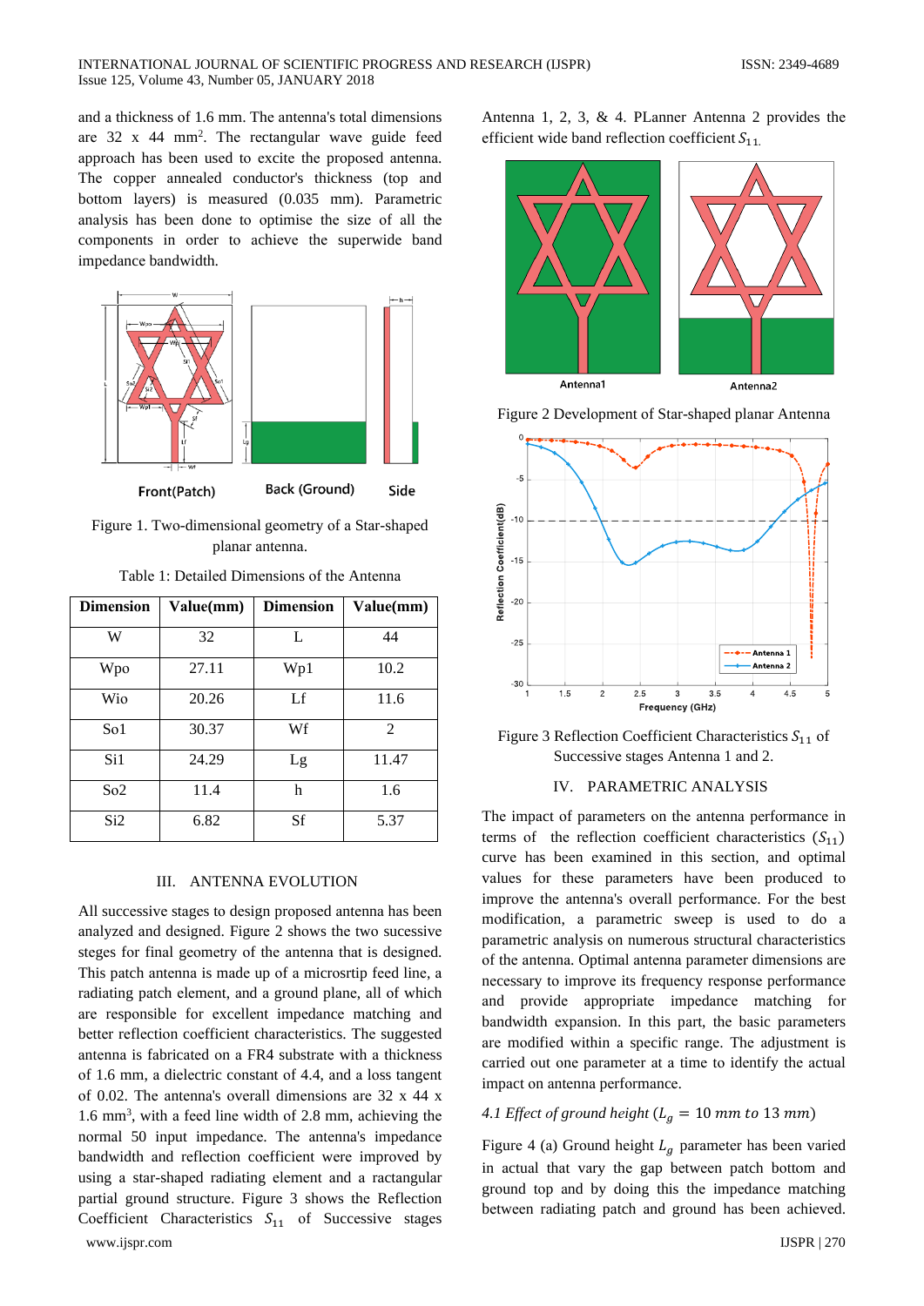and a thickness of 1.6 mm. The antenna's total dimensions are 32 x 44 mm$^2$. The rectangular wave guide feed approach has been used to excite the proposed antenna. The copper annealed conductor's thickness (top and bottom layers) is measured (0.035 mm). Parametric analysis has been done to optimise the size of all the components in order to achieve the superwide band impedance bandwidth.

Figure 1. Two-dimensional geometry of a Star-shaped planar antenna.

Table 1: Detailed Dimensions of the Antenna

| Dimension | Value(mm) | Dimension | Value(mm) |
|---|---|---|---|
| W | 32 | L | 44 |
| Wpo | 27.11 | Wp1 | 10.2 |
| Wio | 20.26 | Lf | 11.6 |
| So1 | 30.37 | Wf | 2 |
| Si1 | 24.29 | Lg | 11.47 |
| So2 | 11.4 | h | 1.6 |
| Si2 | 6.82 | Sf | 5.37 |

## III. ANTENNA EVOLUTION

All successive stages to design proposed antenna has been analyzed and designed. Figure 2 shows the two sucessive steges for final geometry of the antenna that is designed. This patch antenna is made up of a microsrtip feed line, a radiating patch element, and a ground plane, all of which are responsible for excellent impedance matching and better reflection coefficient characteristics. The suggested antenna is fabricated on a FR4 substrate with a thickness of 1.6 mm, a dielectric constant of 4.4, and a loss tangent of 0.02. The antenna's overall dimensions are 32 x 44 x 1.6 mm$^3$, with a feed line width of 2.8 mm, achieving the normal 50 input impedance. The antenna's impedance bandwidth and reflection coefficient were improved by using a star-shaped radiating element and a ractangular partial ground structure. Figure 3 shows the Reflection Coefficient Characteristics $S_{11}$ of Successive stages Antenna 1, 2, 3, & 4. PLanner Antenna 2 provides the efficient wide band reflection coefficient $S_{11.}$

Figure 2 Development of Star-shaped planar Antenna

Figure 3 Reflection Coefficient Characteristics $S_{11}$ of Successive stages Antenna 1 and 2.

## IV. PARAMETRIC ANALYSIS

The impact of parameters on the antenna performance in terms of the reflection coefficient characteristics ($S_{11}$) curve has been examined in this section, and optimal values for these parameters have been produced to improve the antenna's overall performance. For the best modification, a parametric sweep is used to do a parametric analysis on numerous structural characteristics of the antenna. Optimal antenna parameter dimensions are necessary to improve its frequency response performance and provide appropriate impedance matching for bandwidth expansion. In this part, the basic parameters are modified within a specific range. The adjustment is carried out one parameter at a time to identify the actual impact on antenna performance.

### *4.1 Effect of ground height ($L_g = 10\ mm\ to\ 13\ mm$)*

Figure 4 (a) Ground height $L_g$ parameter has been varied in actual that vary the gap between patch bottom and ground top and by doing this the impedance matching between radiating patch and ground has been achieved.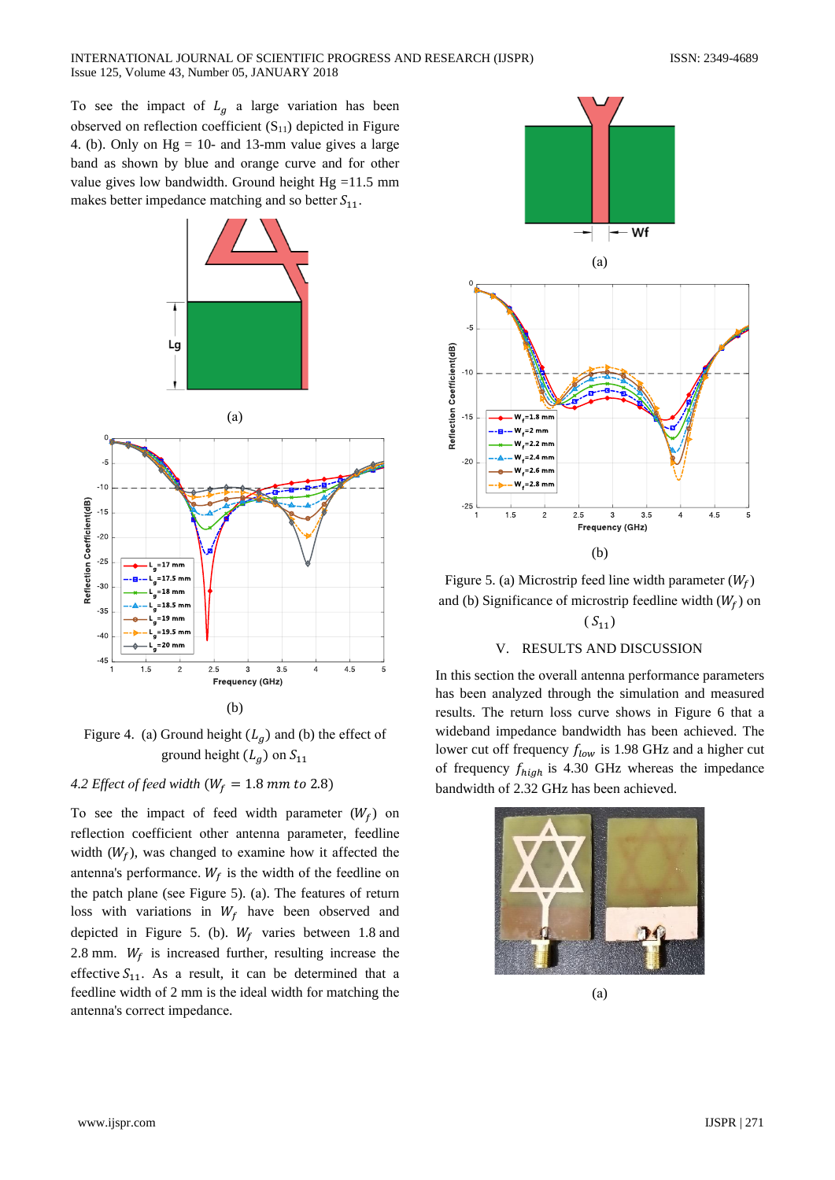To see the impact of $L_g$ a large variation has been observed on reflection coefficient ($S_{11}$) depicted in Figure 4. (b). Only on Hg = 10- and 13-mm value gives a large band as shown by blue and orange curve and for other value gives low bandwidth. Ground height Hg =11.5 mm makes better impedance matching and so better $S_{11}$.

(a)

(b)

Figure 4. (a) Ground height ($L_g$) and (b) the effect of ground height ($L_g$) on $S_{11}$

*4.2 Effect of feed width ($W_f$ = 1.8 mm to 2.8)*

To see the impact of feed width parameter ($W_f$) on reflection coefficient other antenna parameter, feedline width ($W_f$), was changed to examine how it affected the antenna's performance. $W_f$ is the width of the feedline on the patch plane (see Figure 5). (a). The features of return loss with variations in $W_f$ have been observed and depicted in Figure 5. (b). $W_f$ varies between 1.8 and 2.8 mm. $W_f$ is increased further, resulting increase the effective $S_{11}$. As a result, it can be determined that a feedline width of 2 mm is the ideal width for matching the antenna's correct impedance.

(a)

(b)

Figure 5. (a) Microstrip feed line width parameter ($W_f$) and (b) Significance of microstrip feedline width ($W_f$) on ($S_{11}$)

## V. RESULTS AND DISCUSSION

In this section the overall antenna performance parameters has been analyzed through the simulation and measured results. The return loss curve shows in Figure 6 that a wideband impedance bandwidth has been achieved. The lower cut off frequency $f_{low}$ is 1.98 GHz and a higher cut of frequency $f_{high}$ is 4.30 GHz whereas the impedance bandwidth of 2.32 GHz has been achieved.

(a)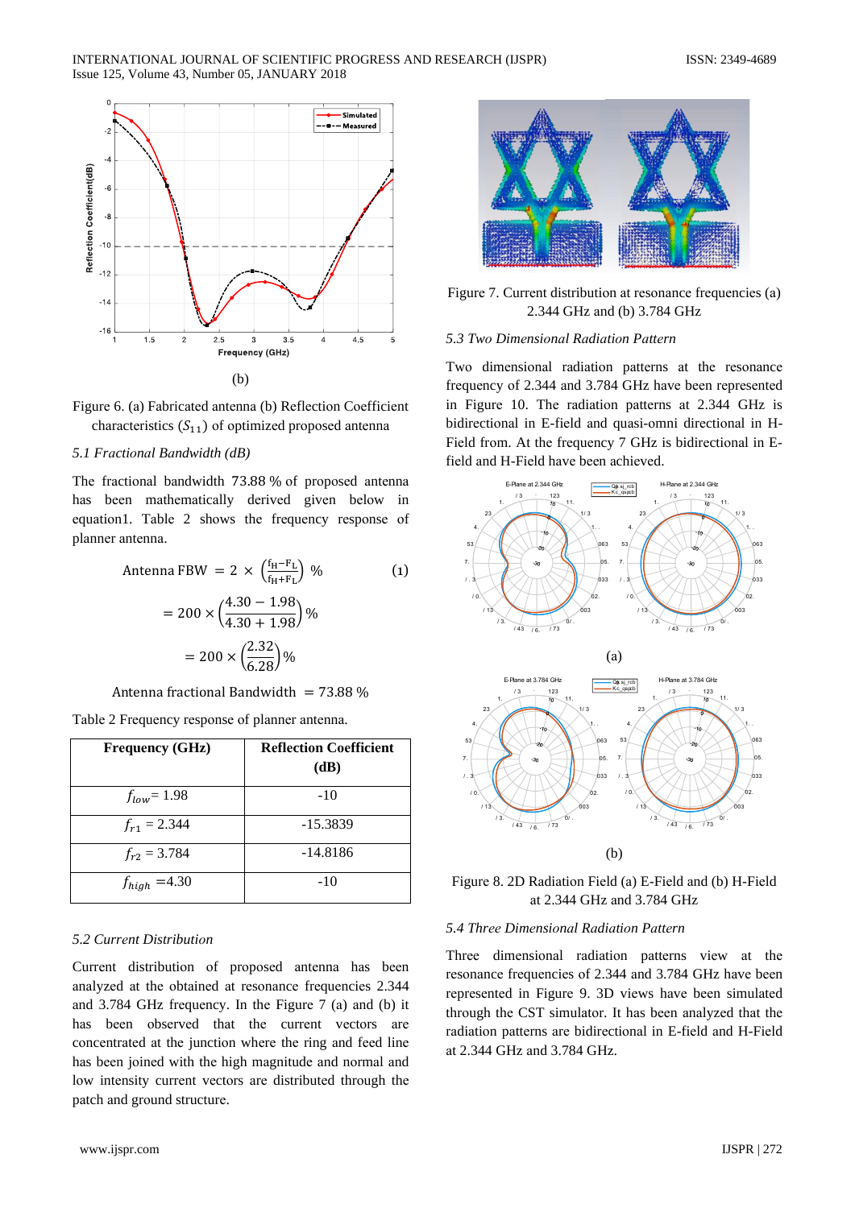(b)

Figure 6. (a) Fabricated antenna (b) Reflection Coefficient characteristics ($S_{11}$) of optimized proposed antenna

*5.1 Fractional Bandwidth (dB)*

The fractional bandwidth 73.88 % of proposed antenna has been mathematically derived given below in equation1. Table 2 shows the frequency response of planner antenna.

$$\text{Antenna FBW} = 2 \times \left(\frac{f_H - F_L}{f_H + F_L}\right) \% \qquad (1)$$

$$= 200 \times \left(\frac{4.30 - 1.98}{4.30 + 1.98}\right) \%$$

$$= 200 \times \left(\frac{2.32}{6.28}\right) \%$$

$$\text{Antenna fractional Bandwidth} = 73.88 \%$$

Table 2 Frequency response of planner antenna.

| Frequency (GHz) | Reflection Coefficient (dB) |
|---|---|
| $f_{low}$= 1.98 | -10 |
| $f_{r1}$ = 2.344 | -15.3839 |
| $f_{r2}$ = 3.784 | -14.8186 |
| $f_{high}$ =4.30 | -10 |

*5.2 Current Distribution*

Current distribution of proposed antenna has been analyzed at the obtained at resonance frequencies 2.344 and 3.784 GHz frequency. In the Figure 7 (a) and (b) it has been observed that the current vectors are concentrated at the junction where the ring and feed line has been joined with the high magnitude and normal and low intensity current vectors are distributed through the patch and ground structure.

Figure 7. Current distribution at resonance frequencies (a) 2.344 GHz and (b) 3.784 GHz

*5.3 Two Dimensional Radiation Pattern*

Two dimensional radiation patterns at the resonance frequency of 2.344 and 3.784 GHz have been represented in Figure 10. The radiation patterns at 2.344 GHz is bidirectional in E-field and quasi-omni directional in H-Field from. At the frequency 7 GHz is bidirectional in E-field and H-Field have been achieved.

(a)

(b)

Figure 8. 2D Radiation Field (a) E-Field and (b) H-Field at 2.344 GHz and 3.784 GHz

*5.4 Three Dimensional Radiation Pattern*

Three dimensional radiation patterns view at the resonance frequencies of 2.344 and 3.784 GHz have been represented in Figure 9. 3D views have been simulated through the CST simulator. It has been analyzed that the radiation patterns are bidirectional in E-field and H-Field at 2.344 GHz and 3.784 GHz.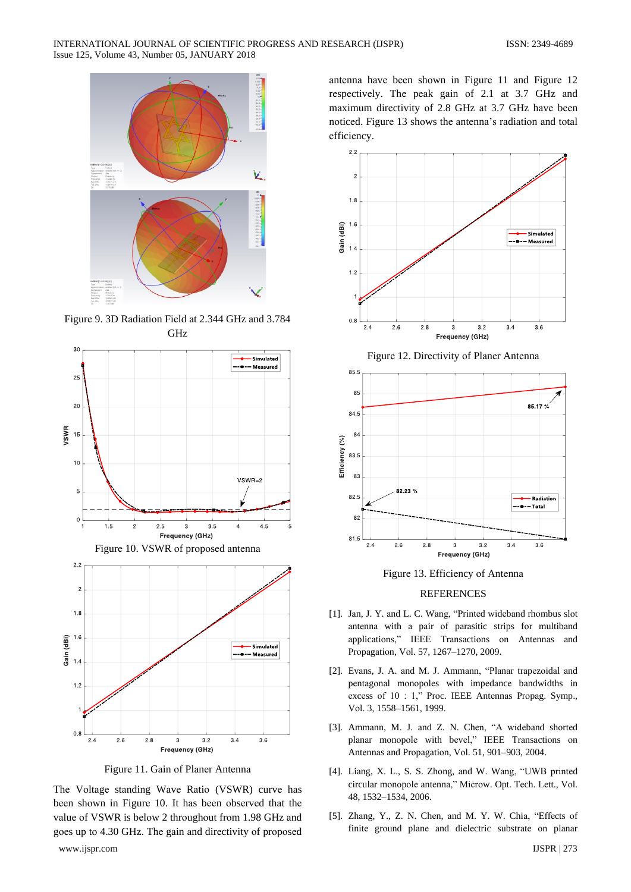Figure 9. 3D Radiation Field at 2.344 GHz and 3.784 GHz

Figure 10. VSWR of proposed antenna

Figure 11. Gain of Planer Antenna

The Voltage standing Wave Ratio (VSWR) curve has been shown in Figure 10. It has been observed that the value of VSWR is below 2 throughout from 1.98 GHz and goes up to 4.30 GHz. The gain and directivity of proposed antenna have been shown in Figure 11 and Figure 12 respectively. The peak gain of 2.1 at 3.7 GHz and maximum directivity of 2.8 GHz at 3.7 GHz have been noticed. Figure 13 shows the antenna's radiation and total efficiency.

Figure 12. Directivity of Planer Antenna

Figure 13. Efficiency of Antenna

## REFERENCES

[1]. Jan, J. Y. and L. C. Wang, "Printed wideband rhombus slot antenna with a pair of parasitic strips for multiband applications," IEEE Transactions on Antennas and Propagation, Vol. 57, 1267–1270, 2009.

[2]. Evans, J. A. and M. J. Ammann, "Planar trapezoidal and pentagonal monopoles with impedance bandwidths in excess of 10 : 1," Proc. IEEE Antennas Propag. Symp., Vol. 3, 1558–1561, 1999.

[3]. Ammann, M. J. and Z. N. Chen, "A wideband shorted planar monopole with bevel," IEEE Transactions on Antennas and Propagation, Vol. 51, 901–903, 2004.

[4]. Liang, X. L., S. S. Zhong, and W. Wang, "UWB printed circular monopole antenna," Microw. Opt. Tech. Lett., Vol. 48, 1532–1534, 2006.

[5]. Zhang, Y., Z. N. Chen, and M. Y. W. Chia, "Effects of finite ground plane and dielectric substrate on planar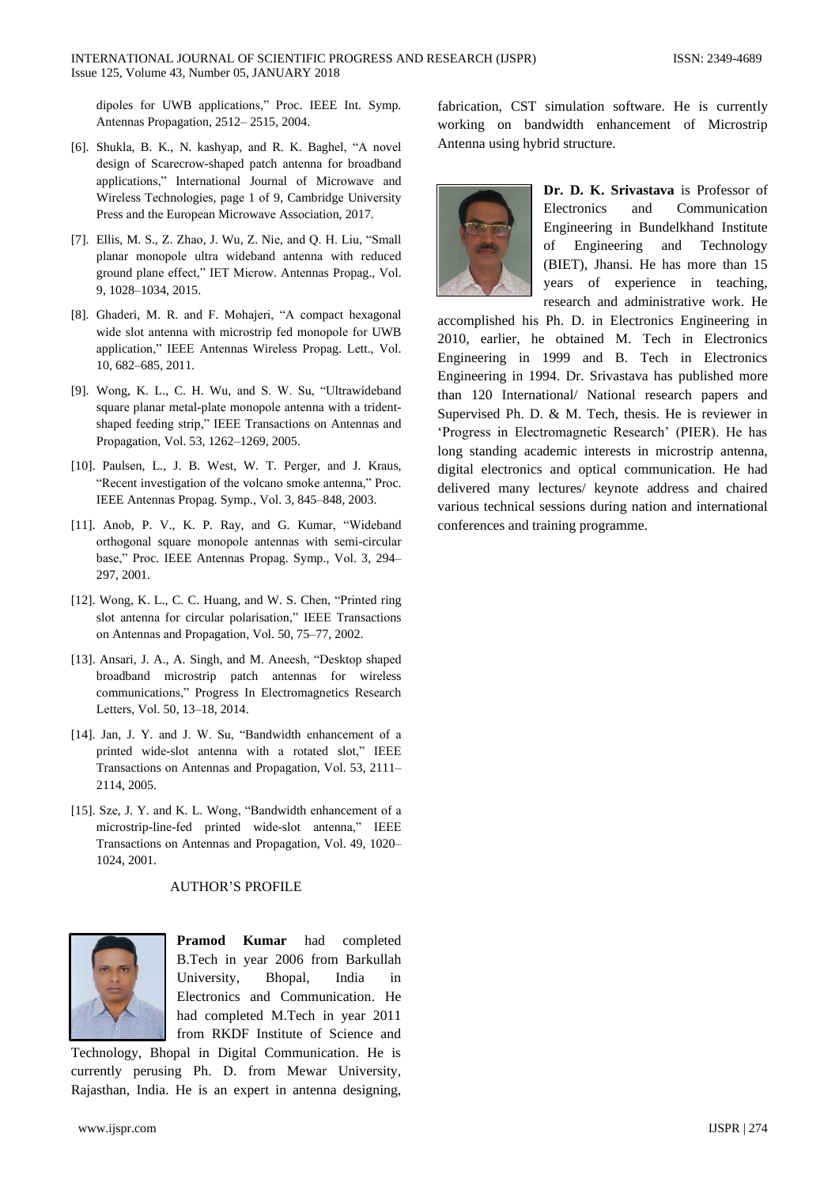dipoles for UWB applications," Proc. IEEE Int. Symp. Antennas Propagation, 2512– 2515, 2004.

[6]. Shukla, B. K., N. kashyap, and R. K. Baghel, "A novel design of Scarecrow-shaped patch antenna for broadband applications," International Journal of Microwave and Wireless Technologies, page 1 of 9, Cambridge University Press and the European Microwave Association, 2017.

[7]. Ellis, M. S., Z. Zhao, J. Wu, Z. Nie, and Q. H. Liu, "Small planar monopole ultra wideband antenna with reduced ground plane effect," IET Microw. Antennas Propag., Vol. 9, 1028–1034, 2015.

[8]. Ghaderi, M. R. and F. Mohajeri, "A compact hexagonal wide slot antenna with microstrip fed monopole for UWB application," IEEE Antennas Wireless Propag. Lett., Vol. 10, 682–685, 2011.

[9]. Wong, K. L., C. H. Wu, and S. W. Su, "Ultrawideband square planar metal-plate monopole antenna with a trident-shaped feeding strip," IEEE Transactions on Antennas and Propagation, Vol. 53, 1262–1269, 2005.

[10]. Paulsen, L., J. B. West, W. T. Perger, and J. Kraus, "Recent investigation of the volcano smoke antenna," Proc. IEEE Antennas Propag. Symp., Vol. 3, 845–848, 2003.

[11]. Anob, P. V., K. P. Ray, and G. Kumar, "Wideband orthogonal square monopole antennas with semi-circular base," Proc. IEEE Antennas Propag. Symp., Vol. 3, 294–297, 2001.

[12]. Wong, K. L., C. C. Huang, and W. S. Chen, "Printed ring slot antenna for circular polarisation," IEEE Transactions on Antennas and Propagation, Vol. 50, 75–77, 2002.

[13]. Ansari, J. A., A. Singh, and M. Aneesh, "Desktop shaped broadband microstrip patch antennas for wireless communications," Progress In Electromagnetics Research Letters, Vol. 50, 13–18, 2014.

[14]. Jan, J. Y. and J. W. Su, "Bandwidth enhancement of a printed wide-slot antenna with a rotated slot," IEEE Transactions on Antennas and Propagation, Vol. 53, 2111–2114, 2005.

[15]. Sze, J. Y. and K. L. Wong, "Bandwidth enhancement of a microstrip-line-fed printed wide-slot antenna," IEEE Transactions on Antennas and Propagation, Vol. 49, 1020–1024, 2001.

## AUTHOR'S PROFILE

**Pramod Kumar** had completed B.Tech in year 2006 from Barkullah University, Bhopal, India in Electronics and Communication. He had completed M.Tech in year 2011 from RKDF Institute of Science and Technology, Bhopal in Digital Communication. He is currently perusing Ph. D. from Mewar University, Rajasthan, India. He is an expert in antenna designing, fabrication, CST simulation software. He is currently working on bandwidth enhancement of Microstrip Antenna using hybrid structure.

**Dr. D. K. Srivastava** is Professor of Electronics and Communication Engineering in Bundelkhand Institute of Engineering and Technology (BIET), Jhansi. He has more than 15 years of experience in teaching, research and administrative work. He accomplished his Ph. D. in Electronics Engineering in 2010, earlier, he obtained M. Tech in Electronics Engineering in 1999 and B. Tech in Electronics Engineering in 1994. Dr. Srivastava has published more than 120 International/ National research papers and Supervised Ph. D. & M. Tech, thesis. He is reviewer in 'Progress in Electromagnetic Research' (PIER). He has long standing academic interests in microstrip antenna, digital electronics and optical communication. He had delivered many lectures/ keynote address and chaired various technical sessions during nation and international conferences and training programme.